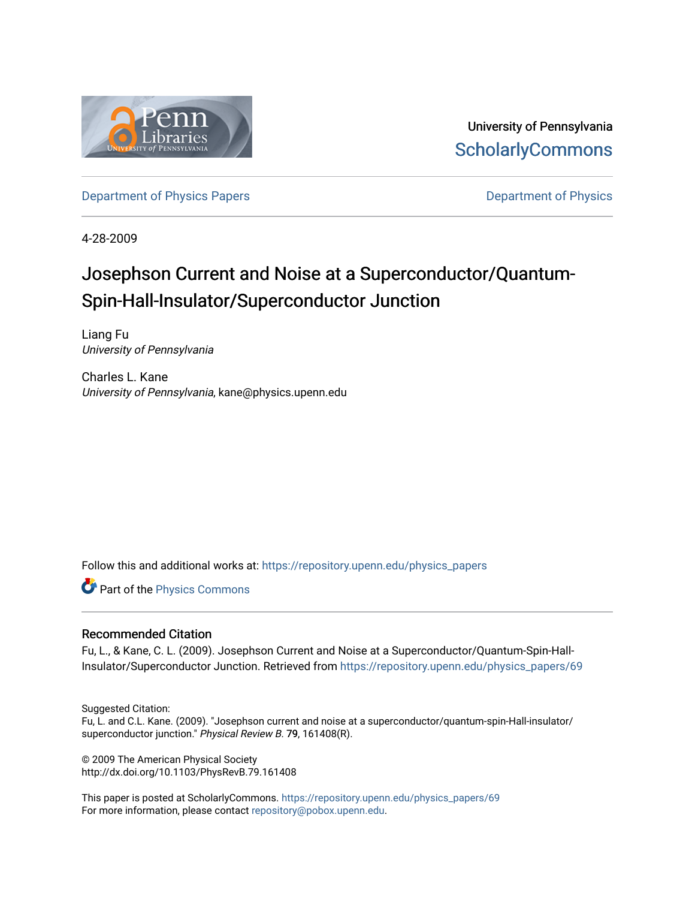University of Pennsylvania
ScholarlyCommons

Department of Physics Papers

Department of Physics

4-28-2009

# Josephson Current and Noise at a Superconductor/Quantum-Spin-Hall-Insulator/Superconductor Junction

Liang Fu
*University of Pennsylvania*

Charles L. Kane
*University of Pennsylvania*, kane@physics.upenn.edu

Follow this and additional works at: https://repository.upenn.edu/physics_papers

Part of the Physics Commons

## Recommended Citation

Fu, L., & Kane, C. L. (2009). Josephson Current and Noise at a Superconductor/Quantum-Spin-Hall-Insulator/Superconductor Junction. Retrieved from https://repository.upenn.edu/physics_papers/69

Suggested Citation:
Fu, L. and C.L. Kane. (2009). "Josephson current and noise at a superconductor/quantum-spin-Hall-insulator/superconductor junction." *Physical Review B.* 79, 161408(R).

© 2009 The American Physical Society
http://dx.doi.org/10.1103/PhysRevB.79.161408

This paper is posted at ScholarlyCommons. https://repository.upenn.edu/physics_papers/69
For more information, please contact repository@pobox.upenn.edu.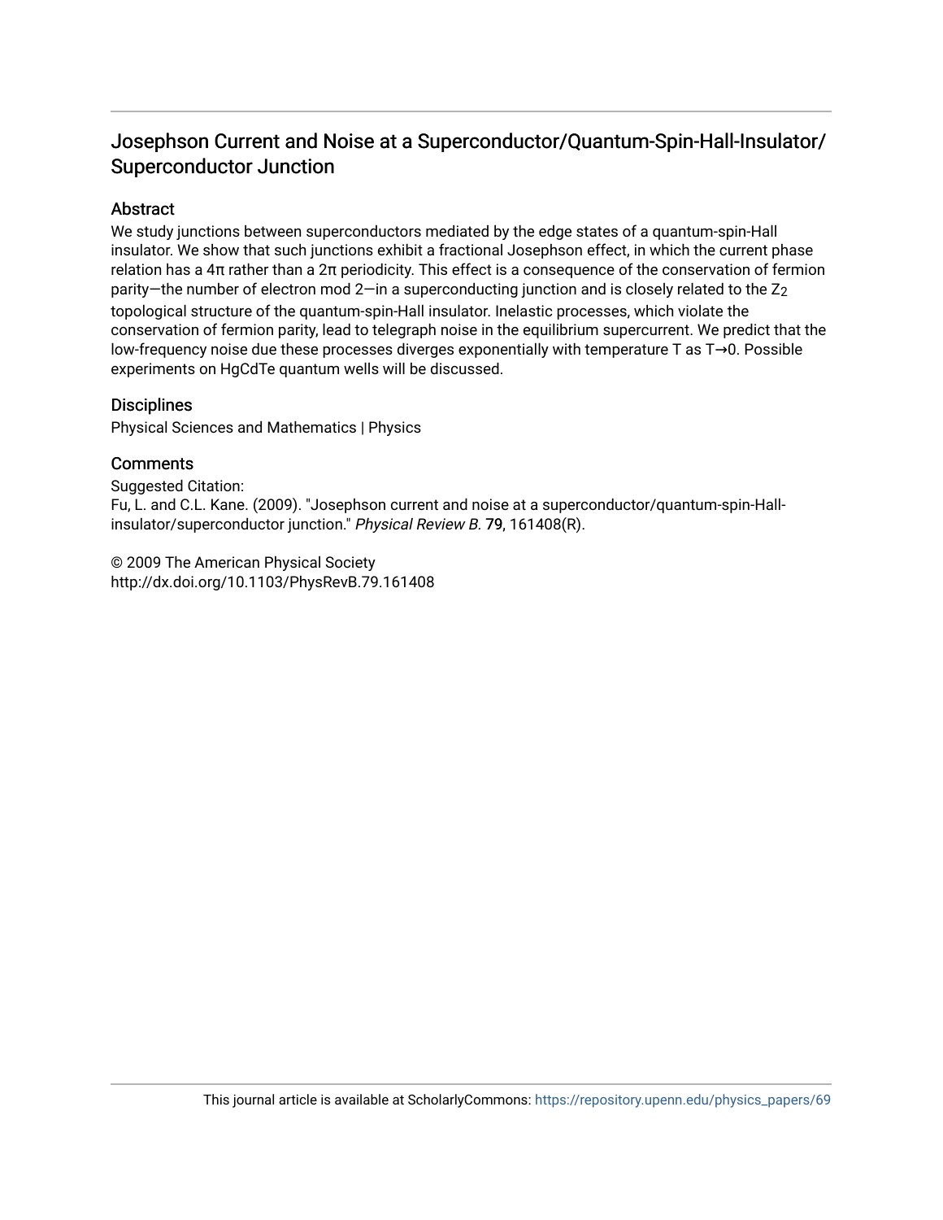# Josephson Current and Noise at a Superconductor/Quantum-Spin-Hall-Insulator/ Superconductor Junction

## Abstract

We study junctions between superconductors mediated by the edge states of a quantum-spin-Hall insulator. We show that such junctions exhibit a fractional Josephson effect, in which the current phase relation has a 4π rather than a 2π periodicity. This effect is a consequence of the conservation of fermion parity—the number of electron mod 2—in a superconducting junction and is closely related to the $Z_2$ topological structure of the quantum-spin-Hall insulator. Inelastic processes, which violate the conservation of fermion parity, lead to telegraph noise in the equilibrium supercurrent. We predict that the low-frequency noise due these processes diverges exponentially with temperature T as T→0. Possible experiments on HgCdTe quantum wells will be discussed.

## Disciplines

Physical Sciences and Mathematics | Physics

## Comments

Suggested Citation:
Fu, L. and C.L. Kane. (2009). "Josephson current and noise at a superconductor/quantum-spin-Hall-insulator/superconductor junction." *Physical Review B.* **79**, 161408(R).

© 2009 The American Physical Society
http://dx.doi.org/10.1103/PhysRevB.79.161408

This journal article is available at ScholarlyCommons: https://repository.upenn.edu/physics_papers/69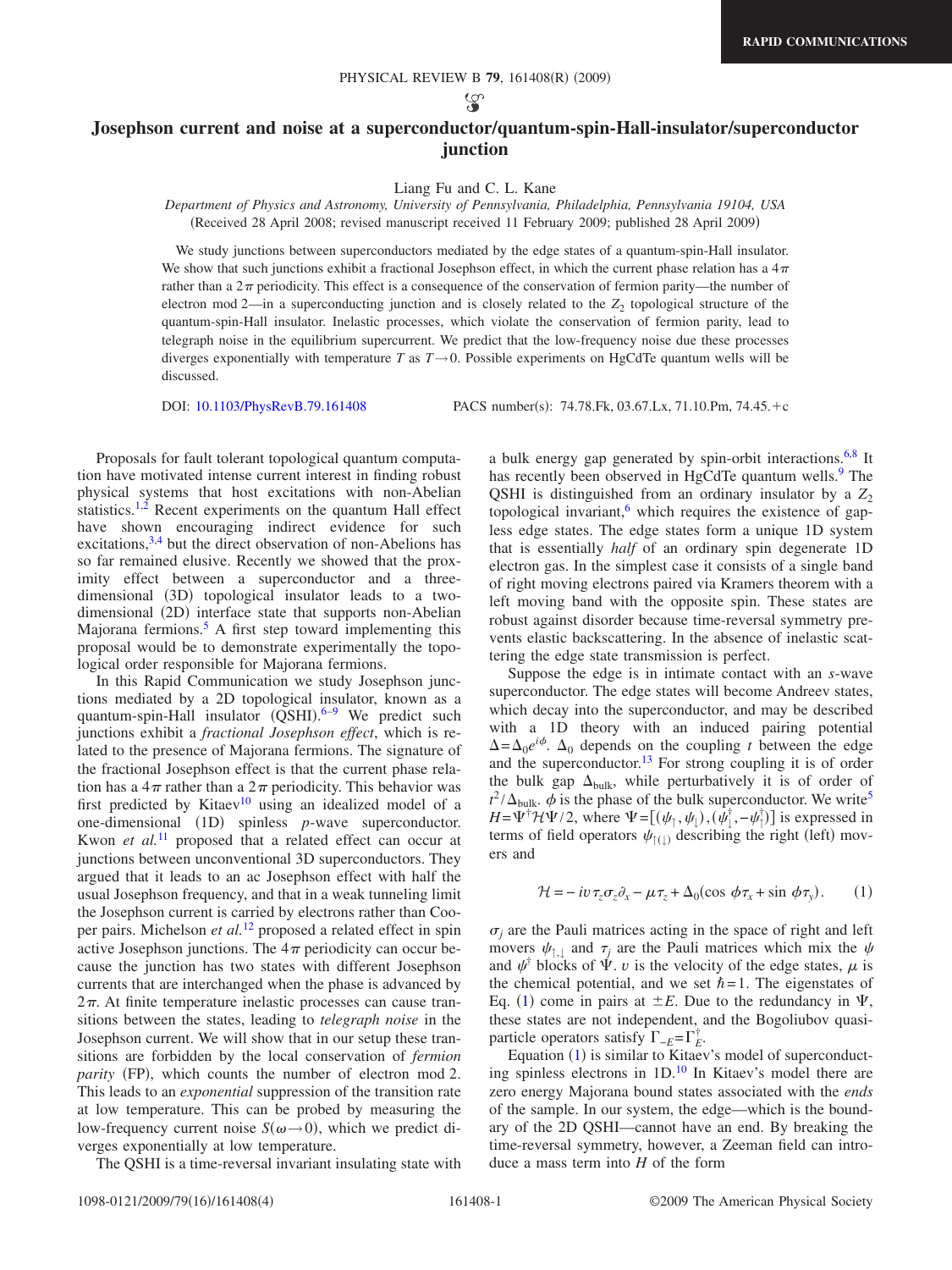# Josephson current and noise at a superconductor/quantum-spin-Hall-insulator/superconductor junction

Liang Fu and C. L. Kane

*Department of Physics and Astronomy, University of Pennsylvania, Philadelphia, Pennsylvania 19104, USA*

(Received 28 April 2008; revised manuscript received 11 February 2009; published 28 April 2009)

We study junctions between superconductors mediated by the edge states of a quantum-spin-Hall insulator. We show that such junctions exhibit a fractional Josephson effect, in which the current phase relation has a $4\pi$ rather than a $2\pi$ periodicity. This effect is a consequence of the conservation of fermion parity—the number of electron mod 2—in a superconducting junction and is closely related to the $Z_2$ topological structure of the quantum-spin-Hall insulator. Inelastic processes, which violate the conservation of fermion parity, lead to telegraph noise in the equilibrium supercurrent. We predict that the low-frequency noise due these processes diverges exponentially with temperature $T$ as $T\rightarrow 0$. Possible experiments on HgCdTe quantum wells will be discussed.

DOI: 10.1103/PhysRevB.79.161408 PACS number(s): 74.78.Fk, 03.67.Lx, 71.10.Pm, 74.45.+c

Proposals for fault tolerant topological quantum computation have motivated intense current interest in finding robust physical systems that host excitations with non-Abelian statistics.[1,2] Recent experiments on the quantum Hall effect have shown encouraging indirect evidence for such excitations,[3,4] but the direct observation of non-Abelions has so far remained elusive. Recently we showed that the proximity effect between a superconductor and a three-dimensional (3D) topological insulator leads to a two-dimensional (2D) interface state that supports non-Abelian Majorana fermions.[5] A first step toward implementing this proposal would be to demonstrate experimentally the topological order responsible for Majorana fermions.

In this Rapid Communication we study Josephson junctions mediated by a 2D topological insulator, known as a quantum-spin-Hall insulator (QSHI).[6–9] We predict such junctions exhibit a *fractional Josephson effect*, which is related to the presence of Majorana fermions. The signature of the fractional Josephson effect is that the current phase relation has a $4\pi$ rather than a $2\pi$ periodicity. This behavior was first predicted by Kitaev[10] using an idealized model of a one-dimensional (1D) spinless $p$-wave superconductor. Kwon *et al.*[11] proposed that a related effect can occur at junctions between unconventional 3D superconductors. They argued that it leads to an ac Josephson effect with half the usual Josephson frequency, and that in a weak tunneling limit the Josephson current is carried by electrons rather than Cooper pairs. Michelson *et al.*[12] proposed a related effect in spin active Josephson junctions. The $4\pi$ periodicity can occur because the junction has two states with different Josephson currents that are interchanged when the phase is advanced by $2\pi$. At finite temperature inelastic processes can cause transitions between the states, leading to *telegraph noise* in the Josephson current. We will show that in our setup these transitions are forbidden by the local conservation of *fermion parity* (FP), which counts the number of electron mod 2. This leads to an *exponential* suppression of the transition rate at low temperature. This can be probed by measuring the low-frequency current noise $S(\omega\rightarrow 0)$, which we predict diverges exponentially at low temperature.

The QSHI is a time-reversal invariant insulating state with a bulk energy gap generated by spin-orbit interactions.[6,8] It has recently been observed in HgCdTe quantum wells.[9] The QSHI is distinguished from an ordinary insulator by a $Z_2$ topological invariant,[6] which requires the existence of gapless edge states. The edge states form a unique 1D system that is essentially *half* of an ordinary spin degenerate 1D electron gas. In the simplest case it consists of a single band of right moving electrons paired via Kramers theorem with a left moving band with the opposite spin. These states are robust against disorder because time-reversal symmetry prevents elastic backscattering. In the absence of inelastic scattering the edge state transmission is perfect.

Suppose the edge is in intimate contact with an $s$-wave superconductor. The edge states will become Andreev states, which decay into the superconductor, and may be described with a 1D theory with an induced pairing potential $\Delta=\Delta_0 e^{i\phi}$. $\Delta_0$ depends on the coupling $t$ between the edge and the superconductor.[13] For strong coupling it is of order the bulk gap $\Delta_{\rm bulk}$, while perturbatively it is of order of $t^2/\Delta_{\rm bulk}$. $\phi$ is the phase of the bulk superconductor. We write[5] $H=\Psi^\dagger \mathcal{H}\Psi/2$, where $\Psi=[(\psi_\uparrow,\psi_\downarrow),(\psi_\downarrow^\dagger,-\psi_\uparrow^\dagger)]$ is expressed in terms of field operators $\psi_{\uparrow(\downarrow)}$ describing the right (left) movers and

$$\mathcal{H}=-iv\tau_z\sigma_z\partial_x-\mu\tau_z+\Delta_0(\cos\phi\tau_x+\sin\phi\tau_y). \qquad (1)$$

$\sigma_j$ are the Pauli matrices acting in the space of right and left movers $\psi_{\uparrow,\downarrow}$ and $\tau_j$ are the Pauli matrices which mix the $\psi$ and $\psi^\dagger$ blocks of $\Psi$. $v$ is the velocity of the edge states, $\mu$ is the chemical potential, and we set $\hbar=1$. The eigenstates of Eq. (1) come in pairs at $\pm E$. Due to the redundancy in $\Psi$, these states are not independent, and the Bogoliubov quasiparticle operators satisfy $\Gamma_{-E}=\Gamma_E^\dagger$.

Equation (1) is similar to Kitaev's model of superconducting spinless electrons in 1D.[10] In Kitaev's model there are zero energy Majorana bound states associated with the *ends* of the sample. In our system, the edge—which is the boundary of the 2D QSHI—cannot have an end. By breaking the time-reversal symmetry, however, a Zeeman field can introduce a mass term into $H$ of the form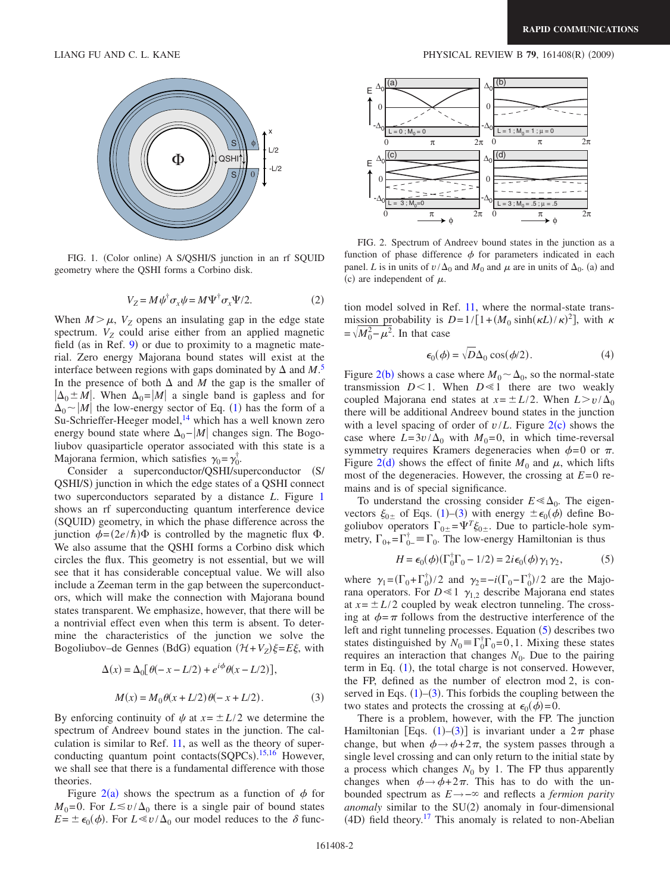FIG. 1. (Color online) A S/QSHI/S junction in an rf SQUID geometry where the QSHI forms a Corbino disk.

$$V_Z = M\psi^\dagger \sigma_x \psi = M\Psi^\dagger \sigma_x \Psi/2. \tag{2}$$

When $M > \mu$, $V_Z$ opens an insulating gap in the edge state spectrum. $V_Z$ could arise either from an applied magnetic field (as in Ref. 9) or due to proximity to a magnetic material. Zero energy Majorana bound states will exist at the interface between regions with gaps dominated by $\Delta$ and $M$.[5] In the presence of both $\Delta$ and $M$ the gap is the smaller of $|\Delta_0 \pm M|$. When $\Delta_0 = |M|$ a single band is gapless and for $\Delta_0 \sim |M|$ the low-energy sector of Eq. (1) has the form of a Su-Schrieffer-Heeger model,[14] which has a well known zero energy bound state where $\Delta_0 - |M|$ changes sign. The Bogoliubov quasiparticle operator associated with this state is a Majorana fermion, which satisfies $\gamma_0 = \gamma_0^\dagger$.

Consider a superconductor/QSHI/superconductor (S/QSHI/S) junction in which the edge states of a QSHI connect two superconductors separated by a distance $L$. Figure 1 shows an rf superconducting quantum interference device (SQUID) geometry, in which the phase difference across the junction $\phi = (2e/\hbar)\Phi$ is controlled by the magnetic flux $\Phi$. We also assume that the QSHI forms a Corbino disk which circles the flux. This geometry is not essential, but we will see that it has considerable conceptual value. We will also include a Zeeman term in the gap between the superconductors, which will make the connection with Majorana bound states transparent. We emphasize, however, that there will be a nontrivial effect even when this term is absent. To determine the characteristics of the junction we solve the Bogoliubov–de Gennes (BdG) equation $(\mathcal{H} + V_Z)\xi = E\xi$, with

$$\Delta(x) = \Delta_0[\theta(-x - L/2) + e^{i\phi}\theta(x - L/2)],$$

$$M(x) = M_0\theta(x + L/2)\theta(-x + L/2). \tag{3}$$

By enforcing continuity of $\psi$ at $x = \pm L/2$ we determine the spectrum of Andreev bound states in the junction. The calculation is similar to Ref. 11, as well as the theory of superconducting quantum point contacts(SQPCs).[15,16] However, we shall see that there is a fundamental difference with those theories.

Figure 2(a) shows the spectrum as a function of $\phi$ for $M_0 = 0$. For $L \lesssim v/\Delta_0$ there is a single pair of bound states $E = \pm\epsilon_0(\phi)$. For $L \ll v/\Delta_0$ our model reduces to the $\delta$ function model solved in Ref. 11, where the normal-state transmission probability is $D = 1/[1 + (M_0 \sinh(\kappa L)/\kappa)^2]$, with $\kappa = \sqrt{M_0^2 - \mu^2}$. In that case

$$\epsilon_0(\phi) = \sqrt{D}\Delta_0 \cos(\phi/2). \tag{4}$$

FIG. 2. Spectrum of Andreev bound states in the junction as a function of phase difference $\phi$ for parameters indicated in each panel. $L$ is in units of $v/\Delta_0$ and $M_0$ and $\mu$ are in units of $\Delta_0$. (a) and (c) are independent of $\mu$.

Figure 2(b) shows a case where $M_0 \sim \Delta_0$, so the normal-state transmission $D < 1$. When $D \ll 1$ there are two weakly coupled Majorana end states at $x = \pm L/2$. When $L > v/\Delta_0$ there will be additional Andreev bound states in the junction with a level spacing of order of $v/L$. Figure 2(c) shows the case where $L = 3v/\Delta_0$ with $M_0 = 0$, in which time-reversal symmetry requires Kramers degeneracies when $\phi = 0$ or $\pi$. Figure 2(d) shows the effect of finite $M_0$ and $\mu$, which lifts most of the degeneracies. However, the crossing at $E = 0$ remains and is of special significance.

To understand the crossing consider $E \ll \Delta_0$. The eigenvectors $\xi_{0\pm}$ of Eqs. (1)–(3) with energy $\pm\epsilon_0(\phi)$ define Bogoliubov operators $\Gamma_{0\pm} = \Psi^T \xi_{0\pm}$. Due to particle-hole symmetry, $\Gamma_{0+} = \Gamma_{0-}^\dagger \equiv \Gamma_0$. The low-energy Hamiltonian is thus

$$H = \epsilon_0(\phi)(\Gamma_0^\dagger \Gamma_0 - 1/2) = 2i\epsilon_0(\phi)\gamma_1\gamma_2, \tag{5}$$

where $\gamma_1 = (\Gamma_0 + \Gamma_0^\dagger)/2$ and $\gamma_2 = -i(\Gamma_0 - \Gamma_0^\dagger)/2$ are the Majorana operators. For $D \ll 1$ $\gamma_{1,2}$ describe Majorana end states at $x = \pm L/2$ coupled by weak electron tunneling. The crossing at $\phi = \pi$ follows from the destructive interference of the left and right tunneling processes. Equation (5) describes two states distinguished by $N_0 \equiv \Gamma_0^\dagger \Gamma_0 = 0, 1$. Mixing these states requires an interaction that changes $N_0$. Due to the pairing term in Eq. (1), the total charge is not conserved. However, the FP, defined as the number of electron mod 2, is conserved in Eqs. (1)–(3). This forbids the coupling between the two states and protects the crossing at $\epsilon_0(\phi) = 0$.

There is a problem, however, with the FP. The junction Hamiltonian [Eqs. (1)–(3)] is invariant under a $2\pi$ phase change, but when $\phi \to \phi + 2\pi$, the system passes through a single level crossing and can only return to the initial state by a process which changes $N_0$ by 1. The FP thus apparently changes when $\phi \to \phi + 2\pi$. This has to do with the unbounded spectrum as $E \to -\infty$ and reflects a *fermion parity anomaly* similar to the SU(2) anomaly in four-dimensional (4D) field theory.[17] This anomaly is related to non-Abelian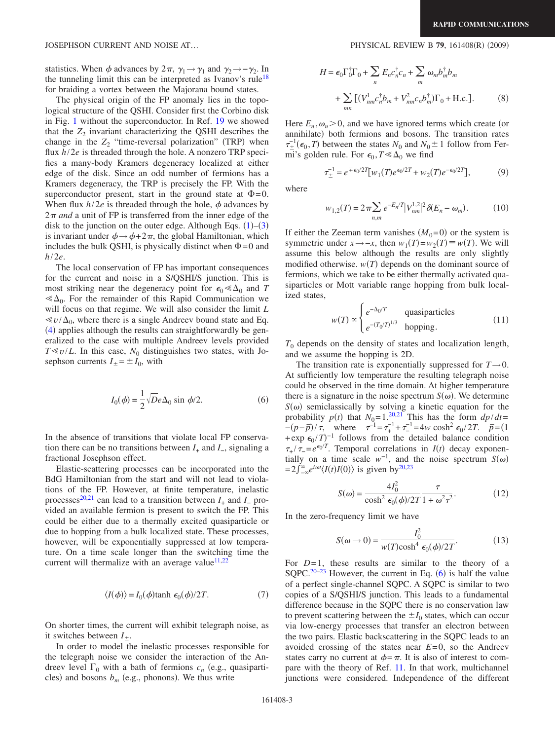statistics. When $\phi$ advances by $2\pi$, $\gamma_1 \rightarrow \gamma_1$ and $\gamma_2 \rightarrow -\gamma_2$. In the tunneling limit this can be interpreted as Ivanov's rule[18] for braiding a vortex between the Majorana bound states.

The physical origin of the FP anomaly lies in the topological structure of the QSHI. Consider first the Corbino disk in Fig. 1 without the superconductor. In Ref. 19 we showed that the $Z_2$ invariant characterizing the QSHI describes the change in the $Z_2$ "time-reversal polarization" (TRP) when flux $h/2e$ is threaded through the hole. A nonzero TRP specifies a many-body Kramers degeneracy localized at either edge of the disk. Since an odd number of fermions has a Kramers degeneracy, the TRP is precisely the FP. With the superconductor present, start in the ground state at $\Phi=0$. When flux $h/2e$ is threaded through the hole, $\phi$ advances by $2\pi$ *and* a unit of FP is transferred from the inner edge of the disk to the junction on the outer edge. Although Eqs. (1)–(3) is invariant under $\phi \rightarrow \phi+2\pi$, the global Hamiltonian, which includes the bulk QSHI, is physically distinct when $\Phi=0$ and $h/2e$.

The local conservation of FP has important consequences for the current and noise in a S/QSHI/S junction. This is most striking near the degeneracy point for $\epsilon_0 \ll \Delta_0$ and $T \ll \Delta_0$. For the remainder of this Rapid Communication we will focus on that regime. We will also consider the limit $L \ll v/\Delta_0$, where there is a single Andreev bound state and Eq. (4) applies although the results can straightforwardly be generalized to the case with multiple Andreev levels provided $T \ll v/L$. In this case, $N_0$ distinguishes two states, with Josephson currents $I_\pm = \pm I_0$, with

$$I_0(\phi) = \frac{1}{2}\sqrt{D}e\Delta_0 \sin \phi/2. \tag{6}$$

In the absence of transitions that violate local FP conservation there can be no transitions between $I_+$ and $I_-$, signaling a fractional Josephson effect.

Elastic-scattering processes can be incorporated into the BdG Hamiltonian from the start and will not lead to violations of the FP. However, at finite temperature, inelastic processes[20,21] can lead to a transition between $I_+$ and $I_-$ provided an available fermion is present to switch the FP. This could be either due to a thermally excited quasiparticle or due to hopping from a bulk localized state. These processes, however, will be exponentially suppressed at low temperature. On a time scale longer than the switching time the current will thermalize with an average value[11,22]

$$\langle I(\phi)\rangle = I_0(\phi)\tanh \epsilon_0(\phi)/2T. \tag{7}$$

On shorter times, the current will exhibit telegraph noise, as it switches between $I_\pm$.

In order to model the inelastic processes responsible for the telegraph noise we consider the interaction of the Andreev level $\Gamma_0$ with a bath of fermions $c_n$ (e.g., quasiparticles) and bosons $b_m$ (e.g., phonons). We thus write

$$H = \epsilon_0 \Gamma_0^\dagger \Gamma_0 + \sum_n E_n c_n^\dagger c_n + \sum_m \omega_m b_m^\dagger b_m + \sum_{mn} [(V_{nm}^1 c_n^\dagger b_m + V_{nm}^2 c_n b_m^\dagger)\Gamma_0 + \text{H.c.}]. \tag{8}$$

Here $E_n, \omega_n > 0$, and we have ignored terms which create (or annihilate) both fermions and bosons. The transition rates $\tau_\pm^{-1}(\epsilon_0,T)$ between the states $N_0$ and $N_0 \pm 1$ follow from Fermi's golden rule. For $\epsilon_0, T \ll \Delta_0$ we find

$$\tau_\pm^{-1} = e^{\mp \epsilon_0/2T}[w_1(T)e^{\epsilon_0/2T} + w_2(T)e^{-\epsilon_0/2T}], \tag{9}$$

where

$$w_{1,2}(T) = 2\pi \sum_{n,m} e^{-E_n/T}|V_{nm}^{1,2}|^2 \delta(E_n - \omega_m). \tag{10}$$

If either the Zeeman term vanishes ($M_0=0$) or the system is symmetric under $x \rightarrow -x$, then $w_1(T)=w_2(T)\equiv w(T)$. We will assume this below although the results are only slightly modified otherwise. $w(T)$ depends on the dominant source of fermions, which we take to be either thermally activated quasiparticles or Mott variable range hopping from bulk localized states,

$$w(T) \propto \begin{cases} e^{-\Delta_0/T} & \text{quasiparticles} \\ e^{-(T_0/T)^{1/3}} & \text{hopping}. \end{cases} \tag{11}$$

$T_0$ depends on the density of states and localization length, and we assume the hopping is 2D.

The transition rate is exponentially suppressed for $T \rightarrow 0$. At sufficiently low temperature the resulting telegraph noise could be observed in the time domain. At higher temperature there is a signature in the noise spectrum $S(\omega)$. We determine $S(\omega)$ semiclassically by solving a kinetic equation for the probability $p(t)$ that $N_0=1$.[20,21] This has the form $dp/dt = -(p-\bar{p})/\tau$, where $\tau^{-1}=\tau_+^{-1}+\tau_-^{-1}=4w\cosh^2 \epsilon_0/2T$. $\bar{p}=(1+\exp \epsilon_0/T)^{-1}$ follows from the detailed balance condition $\tau_+/\tau_- = e^{\epsilon_0/T}$. Temporal correlations in $I(t)$ decay exponentially on a time scale $w^{-1}$, and the noise spectrum $S(\omega) = 2\int_{-\infty}^{\infty} e^{i\omega t}\langle I(t)I(0)\rangle$ is given by[20,23]

$$S(\omega) = \frac{4I_0^2}{\cosh^2 \epsilon_0(\phi)/2T}\frac{\tau}{1+\omega^2\tau^2}. \tag{12}$$

In the zero-frequency limit we have

$$S(\omega \rightarrow 0) = \frac{I_0^2}{w(T)\cosh^4 \epsilon_0(\phi)/2T}. \tag{13}$$

For $D=1$, these results are similar to the theory of a SQPC.[20–23] However, the current in Eq. (6) is half the value of a perfect single-channel SQPC. A SQPC is similar to two copies of a S/QSHI/S junction. This leads to a fundamental difference because in the SQPC there is no conservation law to prevent scattering between the $\pm I_0$ states, which can occur via low-energy processes that transfer an electron between the two pairs. Elastic backscattering in the SQPC leads to an avoided crossing of the states near $E=0$, so the Andreev states carry no current at $\phi=\pi$. It is also of interest to compare with the theory of Ref. 11. In that work, multichannel junctions were considered. Independence of the different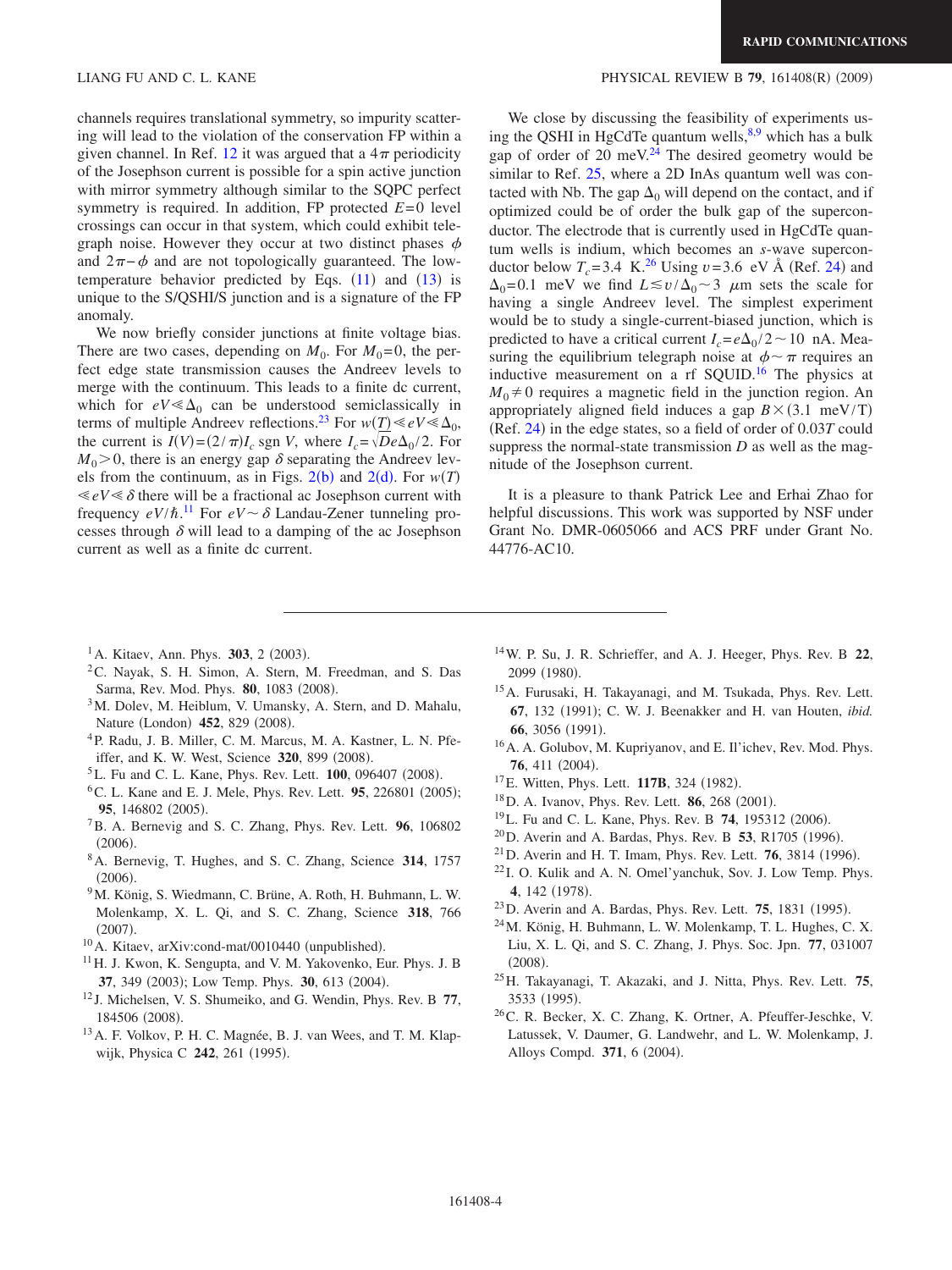channels requires translational symmetry, so impurity scattering will lead to the violation of the conservation FP within a given channel. In Ref. 12 it was argued that a $4\pi$ periodicity of the Josephson current is possible for a spin active junction with mirror symmetry although similar to the SQPC perfect symmetry is required. In addition, FP protected $E=0$ level crossings can occur in that system, which could exhibit telegraph noise. However they occur at two distinct phases $\phi$ and $2\pi-\phi$ and are not topologically guaranteed. The low-temperature behavior predicted by Eqs. (11) and (13) is unique to the S/QSHI/S junction and is a signature of the FP anomaly.

We now briefly consider junctions at finite voltage bias. There are two cases, depending on $M_0$. For $M_0=0$, the perfect edge state transmission causes the Andreev levels to merge with the continuum. This leads to a finite dc current, which for $eV \ll \Delta_0$ can be understood semiclassically in terms of multiple Andreev reflections.[23] For $w(T) \ll eV \ll \Delta_0$, the current is $I(V)=(2/\pi)I_c \,\mathrm{sgn}\, V$, where $I_c=\sqrt{D}e\Delta_0/2$. For $M_0>0$, there is an energy gap $\delta$ separating the Andreev levels from the continuum, as in Figs. 2(b) and 2(d). For $w(T) \ll eV \ll \delta$ there will be a fractional ac Josephson current with frequency $eV/\hbar$.[11] For $eV \sim \delta$ Landau-Zener tunneling processes through $\delta$ will lead to a damping of the ac Josephson current as well as a finite dc current.

We close by discussing the feasibility of experiments using the QSHI in HgCdTe quantum wells,[8,9] which has a bulk gap of order of 20 meV.[24] The desired geometry would be similar to Ref. 25, where a 2D InAs quantum well was contacted with Nb. The gap $\Delta_0$ will depend on the contact, and if optimized could be of order the bulk gap of the superconductor. The electrode that is currently used in HgCdTe quantum wells is indium, which becomes an *s*-wave superconductor below $T_c=3.4$ K.[26] Using $v=3.6$ eV Å (Ref. 24) and $\Delta_0=0.1$ meV we find $L \lesssim v/\Delta_0 \sim 3$ $\mu$m sets the scale for having a single Andreev level. The simplest experiment would be to study a single-current-biased junction, which is predicted to have a critical current $I_c=e\Delta_0/2 \sim 10$ nA. Measuring the equilibrium telegraph noise at $\phi \sim \pi$ requires an inductive measurement on a rf SQUID.[16] The physics at $M_0 \neq 0$ requires a magnetic field in the junction region. An appropriately aligned field induces a gap $B \times (3.1$ meV/T) (Ref. 24) in the edge states, so a field of order of 0.03*T* could suppress the normal-state transmission $D$ as well as the magnitude of the Josephson current.

It is a pleasure to thank Patrick Lee and Erhai Zhao for helpful discussions. This work was supported by NSF under Grant No. DMR-0605066 and ACS PRF under Grant No. 44776-AC10.

---

[1] A. Kitaev, Ann. Phys. **303**, 2 (2003).

[2] C. Nayak, S. H. Simon, A. Stern, M. Freedman, and S. Das Sarma, Rev. Mod. Phys. **80**, 1083 (2008).

[3] M. Dolev, M. Heiblum, V. Umansky, A. Stern, and D. Mahalu, Nature (London) **452**, 829 (2008).

[4] P. Radu, J. B. Miller, C. M. Marcus, M. A. Kastner, L. N. Pfeiffer, and K. W. West, Science **320**, 899 (2008).

[5] L. Fu and C. L. Kane, Phys. Rev. Lett. **100**, 096407 (2008).

[6] C. L. Kane and E. J. Mele, Phys. Rev. Lett. **95**, 226801 (2005); **95**, 146802 (2005).

[7] B. A. Bernevig and S. C. Zhang, Phys. Rev. Lett. **96**, 106802 (2006).

[8] A. Bernevig, T. Hughes, and S. C. Zhang, Science **314**, 1757 (2006).

[9] M. König, S. Wiedmann, C. Brüne, A. Roth, H. Buhmann, L. W. Molenkamp, X. L. Qi, and S. C. Zhang, Science **318**, 766 (2007).

[10] A. Kitaev, arXiv:cond-mat/0010440 (unpublished).

[11] H. J. Kwon, K. Sengupta, and V. M. Yakovenko, Eur. Phys. J. B **37**, 349 (2003); Low Temp. Phys. **30**, 613 (2004).

[12] J. Michelsen, V. S. Shumeiko, and G. Wendin, Phys. Rev. B **77**, 184506 (2008).

[13] A. F. Volkov, P. H. C. Magnée, B. J. van Wees, and T. M. Klapwijk, Physica C **242**, 261 (1995).

[14] W. P. Su, J. R. Schrieffer, and A. J. Heeger, Phys. Rev. B **22**, 2099 (1980).

[15] A. Furusaki, H. Takayanagi, and M. Tsukada, Phys. Rev. Lett. **67**, 132 (1991); C. W. J. Beenakker and H. van Houten, *ibid.* **66**, 3056 (1991).

[16] A. A. Golubov, M. Kupriyanov, and E. Il'ichev, Rev. Mod. Phys. **76**, 411 (2004).

[17] E. Witten, Phys. Lett. **117B**, 324 (1982).

[18] D. A. Ivanov, Phys. Rev. Lett. **86**, 268 (2001).

[19] L. Fu and C. L. Kane, Phys. Rev. B **74**, 195312 (2006).

[20] D. Averin and A. Bardas, Phys. Rev. B **53**, R1705 (1996).

[21] D. Averin and H. T. Imam, Phys. Rev. Lett. **76**, 3814 (1996).

[22] I. O. Kulik and A. N. Omel'yanchuk, Sov. J. Low Temp. Phys. **4**, 142 (1978).

[23] D. Averin and A. Bardas, Phys. Rev. Lett. **75**, 1831 (1995).

[24] M. König, H. Buhmann, L. W. Molenkamp, T. L. Hughes, C. X. Liu, X. L. Qi, and S. C. Zhang, J. Phys. Soc. Jpn. **77**, 031007 (2008).

[25] H. Takayanagi, T. Akazaki, and J. Nitta, Phys. Rev. Lett. **75**, 3533 (1995).

[26] C. R. Becker, X. C. Zhang, K. Ortner, A. Pfeuffer-Jeschke, V. Latussek, V. Daumer, G. Landwehr, and L. W. Molenkamp, J. Alloys Compd. **371**, 6 (2004).